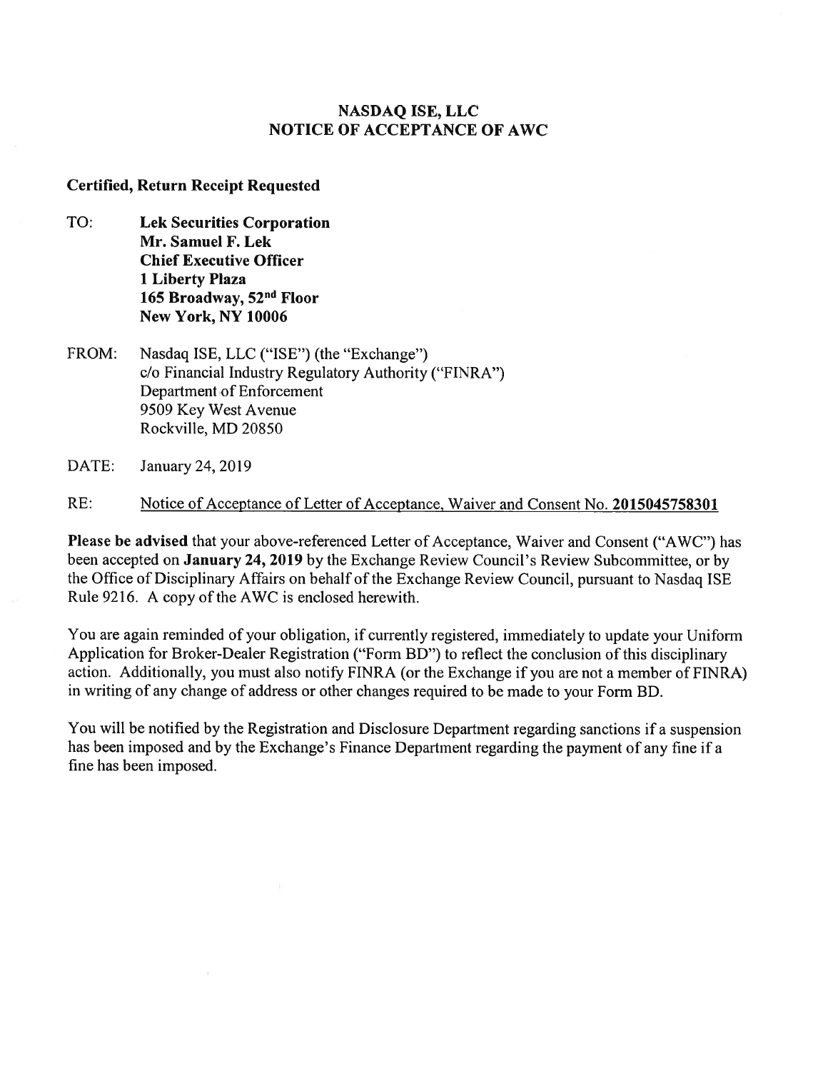# NASDAQ ISE, LLC
# NOTICE OF ACCEPTANCE OF AWC

**Certified, Return Receipt Requested**

TO: **Lek Securities Corporation**
**Mr. Samuel F. Lek**
**Chief Executive Officer**
**1 Liberty Plaza**
**165 Broadway, 52nd Floor**
**New York, NY 10006**

FROM: Nasdaq ISE, LLC ("ISE") (the "Exchange")
c/o Financial Industry Regulatory Authority ("FINRA")
Department of Enforcement
9509 Key West Avenue
Rockville, MD 20850

DATE: January 24, 2019

RE: Notice of Acceptance of Letter of Acceptance, Waiver and Consent No. **2015045758301**

**Please be advised** that your above-referenced Letter of Acceptance, Waiver and Consent ("AWC") has been accepted on **January 24, 2019** by the Exchange Review Council's Review Subcommittee, or by the Office of Disciplinary Affairs on behalf of the Exchange Review Council, pursuant to Nasdaq ISE Rule 9216. A copy of the AWC is enclosed herewith.

You are again reminded of your obligation, if currently registered, immediately to update your Uniform Application for Broker-Dealer Registration ("Form BD") to reflect the conclusion of this disciplinary action. Additionally, you must also notify FINRA (or the Exchange if you are not a member of FINRA) in writing of any change of address or other changes required to be made to your Form BD.

You will be notified by the Registration and Disclosure Department regarding sanctions if a suspension has been imposed and by the Exchange's Finance Department regarding the payment of any fine if a fine has been imposed.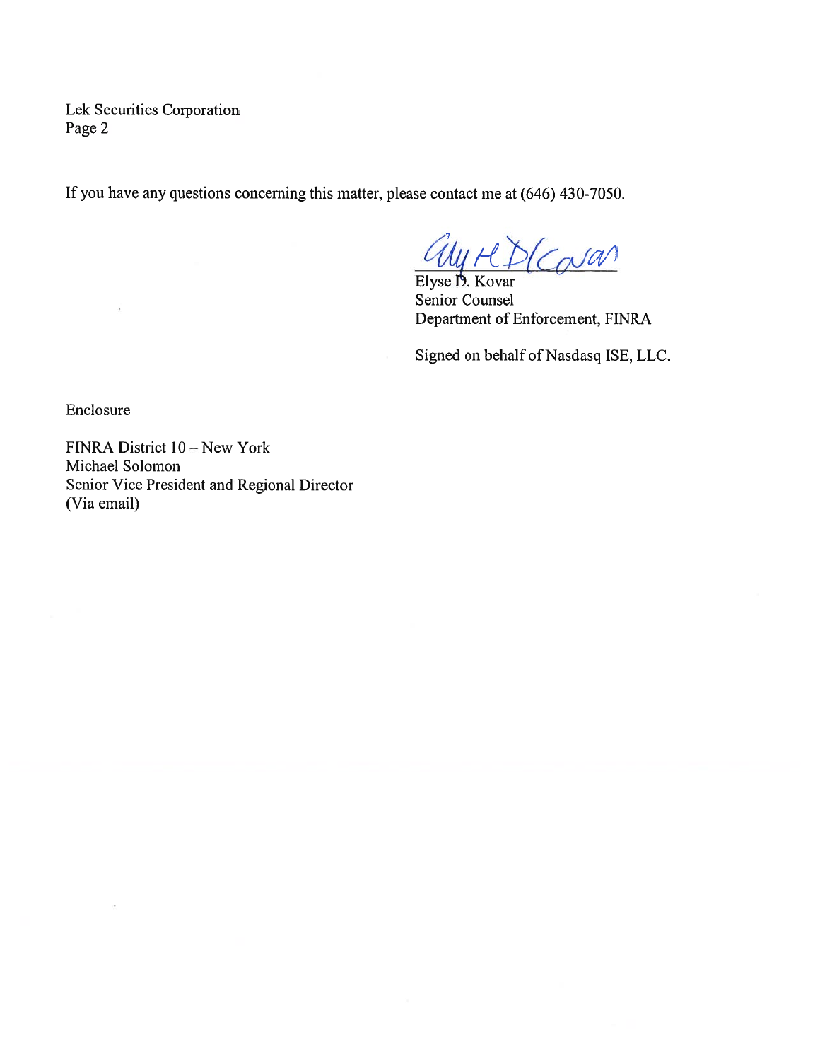Lek Securities Corporation
Page 2

If you have any questions concerning this matter, please contact me at (646) 430-7050.

Elyse D. Kovar
Senior Counsel
Department of Enforcement, FINRA

Signed on behalf of Nasdaq ISE, LLC.

Enclosure

FINRA District 10 – New York
Michael Solomon
Senior Vice President and Regional Director
(Via email)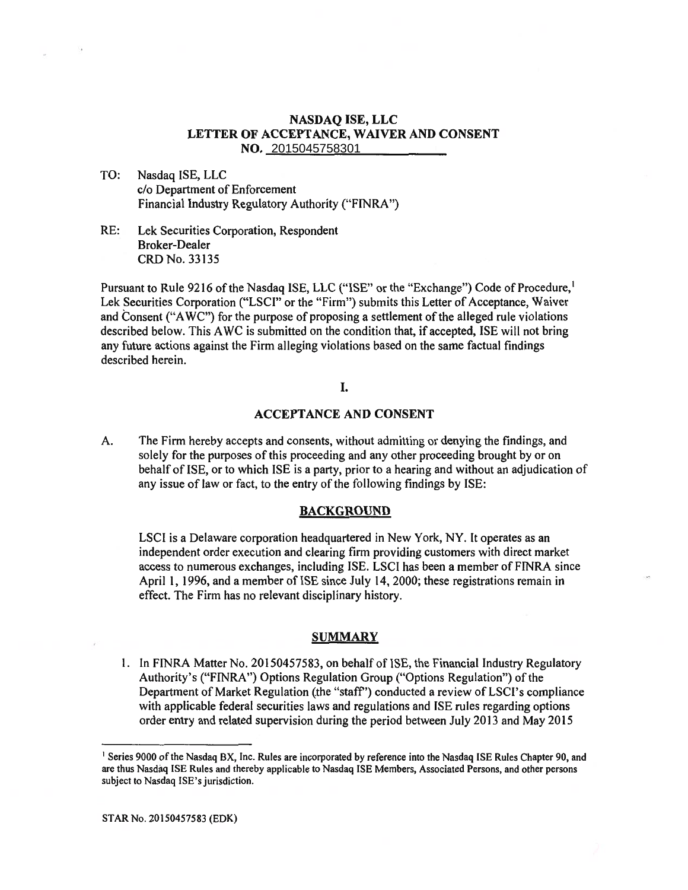**NASDAQ ISE, LLC**
**LETTER OF ACCEPTANCE, WAIVER AND CONSENT**
**NO. 2015045758301**

TO: Nasdaq ISE, LLC
c/o Department of Enforcement
Financial Industry Regulatory Authority ("FINRA")

RE: Lek Securities Corporation, Respondent
Broker-Dealer
CRD No. 33135

Pursuant to Rule 9216 of the Nasdaq ISE, LLC ("ISE" or the "Exchange") Code of Procedure,[1] Lek Securities Corporation ("LSCI" or the "Firm") submits this Letter of Acceptance, Waiver and Consent ("AWC") for the purpose of proposing a settlement of the alleged rule violations described below. This AWC is submitted on the condition that, if accepted, ISE will not bring any future actions against the Firm alleging violations based on the same factual findings described herein.

**I.**

**ACCEPTANCE AND CONSENT**

A. The Firm hereby accepts and consents, without admitting or denying the findings, and solely for the purposes of this proceeding and any other proceeding brought by or on behalf of ISE, or to which ISE is a party, prior to a hearing and without an adjudication of any issue of law or fact, to the entry of the following findings by ISE:

**BACKGROUND**

LSCI is a Delaware corporation headquartered in New York, NY. It operates as an independent order execution and clearing firm providing customers with direct market access to numerous exchanges, including ISE. LSCI has been a member of FINRA since April 1, 1996, and a member of ISE since July 14, 2000; these registrations remain in effect. The Firm has no relevant disciplinary history.

**SUMMARY**

1. In FINRA Matter No. 20150457583, on behalf of ISE, the Financial Industry Regulatory Authority's ("FINRA") Options Regulation Group ("Options Regulation") of the Department of Market Regulation (the "staff") conducted a review of LSCI's compliance with applicable federal securities laws and regulations and ISE rules regarding options order entry and related supervision during the period between July 2013 and May 2015

[1] Series 9000 of the Nasdaq BX, Inc. Rules are incorporated by reference into the Nasdaq ISE Rules Chapter 90, and are thus Nasdaq ISE Rules and thereby applicable to Nasdaq ISE Members, Associated Persons, and other persons subject to Nasdaq ISE's jurisdiction.

STAR No. 20150457583 (EDK)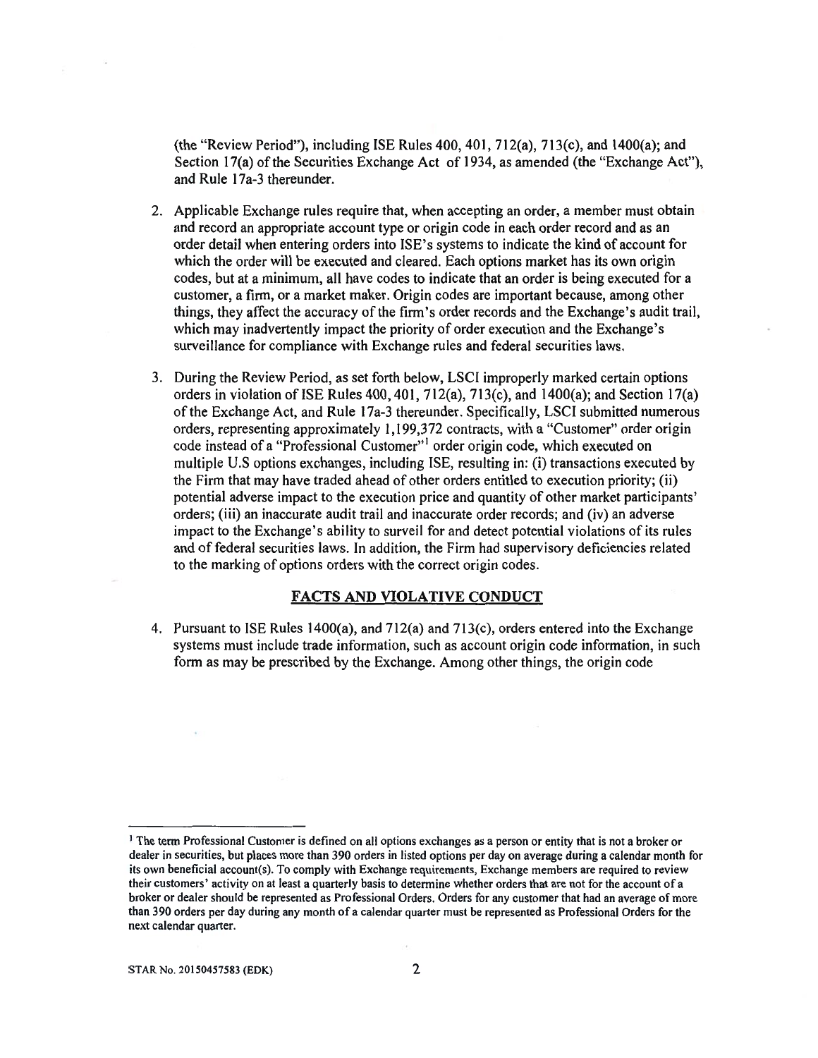(the "Review Period"), including ISE Rules 400, 401, 712(a), 713(c), and 1400(a); and Section 17(a) of the Securities Exchange Act of 1934, as amended (the "Exchange Act"), and Rule 17a-3 thereunder.

2. Applicable Exchange rules require that, when accepting an order, a member must obtain and record an appropriate account type or origin code in each order record and as an order detail when entering orders into ISE's systems to indicate the kind of account for which the order will be executed and cleared. Each options market has its own origin codes, but at a minimum, all have codes to indicate that an order is being executed for a customer, a firm, or a market maker. Origin codes are important because, among other things, they affect the accuracy of the firm's order records and the Exchange's audit trail, which may inadvertently impact the priority of order execution and the Exchange's surveillance for compliance with Exchange rules and federal securities laws.

3. During the Review Period, as set forth below, LSCI improperly marked certain options orders in violation of ISE Rules 400, 401, 712(a), 713(c), and 1400(a); and Section 17(a) of the Exchange Act, and Rule 17a-3 thereunder. Specifically, LSCI submitted numerous orders, representing approximately 1,199,372 contracts, with a "Customer" order origin code instead of a "Professional Customer"[1] order origin code, which executed on multiple U.S options exchanges, including ISE, resulting in: (i) transactions executed by the Firm that may have traded ahead of other orders entitled to execution priority; (ii) potential adverse impact to the execution price and quantity of other market participants' orders; (iii) an inaccurate audit trail and inaccurate order records; and (iv) an adverse impact to the Exchange's ability to surveil for and detect potential violations of its rules and of federal securities laws. In addition, the Firm had supervisory deficiencies related to the marking of options orders with the correct origin codes.

## FACTS AND VIOLATIVE CONDUCT

4. Pursuant to ISE Rules 1400(a), and 712(a) and 713(c), orders entered into the Exchange systems must include trade information, such as account origin code information, in such form as may be prescribed by the Exchange. Among other things, the origin code

---

[1] The term Professional Customer is defined on all options exchanges as a person or entity that is not a broker or dealer in securities, but places more than 390 orders in listed options per day on average during a calendar month for its own beneficial account(s). To comply with Exchange requirements, Exchange members are required to review their customers' activity on at least a quarterly basis to determine whether orders that are not for the account of a broker or dealer should be represented as Professional Orders. Orders for any customer that had an average of more than 390 orders per day during any month of a calendar quarter must be represented as Professional Orders for the next calendar quarter.

STAR No. 20150457583 (EDK)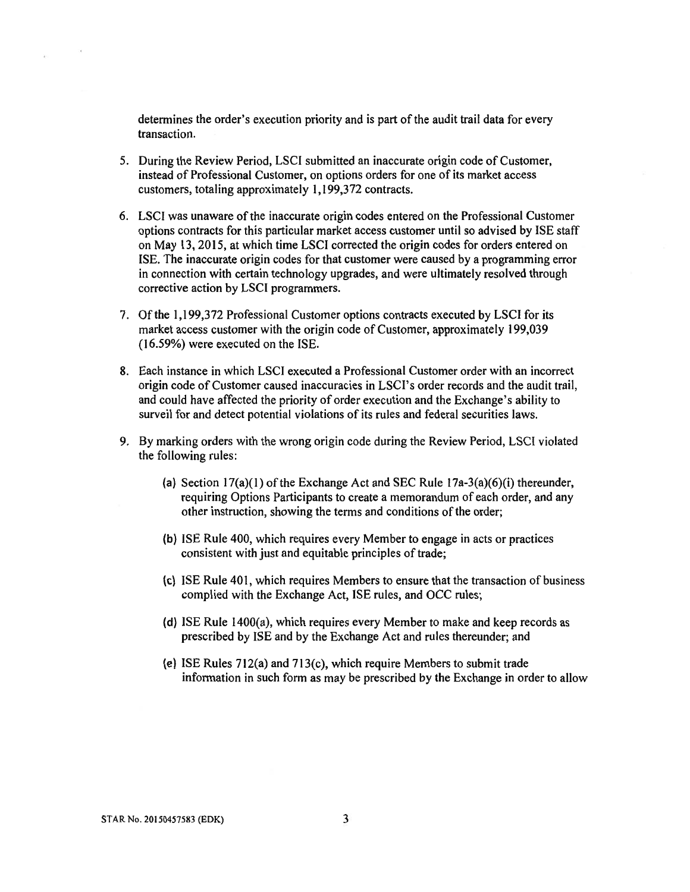determines the order's execution priority and is part of the audit trail data for every transaction.

5. During the Review Period, LSCI submitted an inaccurate origin code of Customer, instead of Professional Customer, on options orders for one of its market access customers, totaling approximately 1,199,372 contracts.

6. LSCI was unaware of the inaccurate origin codes entered on the Professional Customer options contracts for this particular market access customer until so advised by ISE staff on May 13, 2015, at which time LSCI corrected the origin codes for orders entered on ISE. The inaccurate origin codes for that customer were caused by a programming error in connection with certain technology upgrades, and were ultimately resolved through corrective action by LSCI programmers.

7. Of the 1,199,372 Professional Customer options contracts executed by LSCI for its market access customer with the origin code of Customer, approximately 199,039 (16.59%) were executed on the ISE.

8. Each instance in which LSCI executed a Professional Customer order with an incorrect origin code of Customer caused inaccuracies in LSCI's order records and the audit trail, and could have affected the priority of order execution and the Exchange's ability to surveil for and detect potential violations of its rules and federal securities laws.

9. By marking orders with the wrong origin code during the Review Period, LSCI violated the following rules:

   (a) Section 17(a)(1) of the Exchange Act and SEC Rule 17a-3(a)(6)(i) thereunder, requiring Options Participants to create a memorandum of each order, and any other instruction, showing the terms and conditions of the order;

   (b) ISE Rule 400, which requires every Member to engage in acts or practices consistent with just and equitable principles of trade;

   (c) ISE Rule 401, which requires Members to ensure that the transaction of business complied with the Exchange Act, ISE rules, and OCC rules;

   (d) ISE Rule 1400(a), which requires every Member to make and keep records as prescribed by ISE and by the Exchange Act and rules thereunder; and

   (e) ISE Rules 712(a) and 713(c), which require Members to submit trade information in such form as may be prescribed by the Exchange in order to allow

STAR No. 20150457583 (EDK)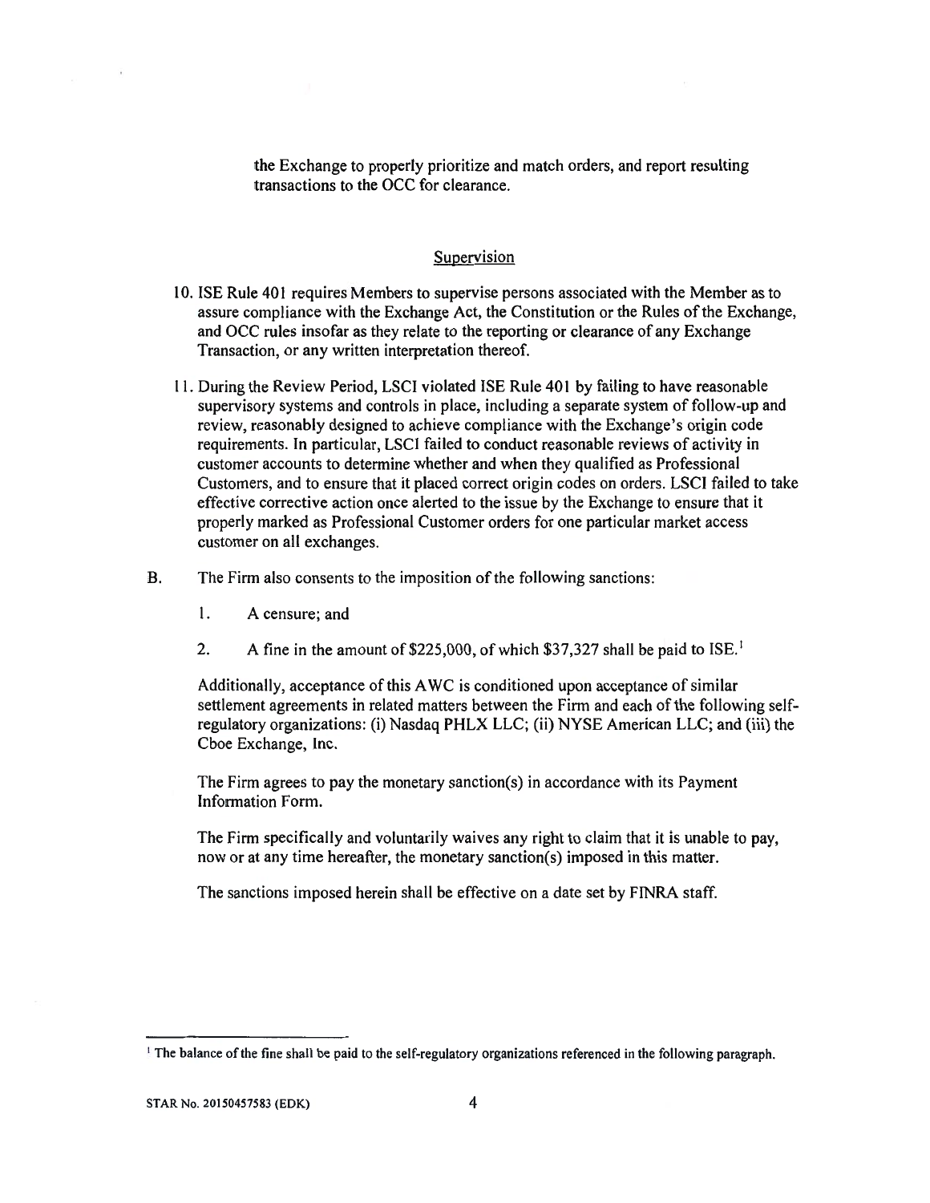the Exchange to properly prioritize and match orders, and report resulting transactions to the OCC for clearance.

## Supervision

10. ISE Rule 401 requires Members to supervise persons associated with the Member as to assure compliance with the Exchange Act, the Constitution or the Rules of the Exchange, and OCC rules insofar as they relate to the reporting or clearance of any Exchange Transaction, or any written interpretation thereof.

11. During the Review Period, LSCI violated ISE Rule 401 by failing to have reasonable supervisory systems and controls in place, including a separate system of follow-up and review, reasonably designed to achieve compliance with the Exchange's origin code requirements. In particular, LSCI failed to conduct reasonable reviews of activity in customer accounts to determine whether and when they qualified as Professional Customers, and to ensure that it placed correct origin codes on orders. LSCI failed to take effective corrective action once alerted to the issue by the Exchange to ensure that it properly marked as Professional Customer orders for one particular market access customer on all exchanges.

B. The Firm also consents to the imposition of the following sanctions:

1. A censure; and

2. A fine in the amount of $225,000, of which $37,327 shall be paid to ISE.[1]

Additionally, acceptance of this AWC is conditioned upon acceptance of similar settlement agreements in related matters between the Firm and each of the following self-regulatory organizations: (i) Nasdaq PHLX LLC; (ii) NYSE American LLC; and (iii) the Cboe Exchange, Inc.

The Firm agrees to pay the monetary sanction(s) in accordance with its Payment Information Form.

The Firm specifically and voluntarily waives any right to claim that it is unable to pay, now or at any time hereafter, the monetary sanction(s) imposed in this matter.

The sanctions imposed herein shall be effective on a date set by FINRA staff.

---

[1] The balance of the fine shall be paid to the self-regulatory organizations referenced in the following paragraph.

STAR No. 20150457583 (EDK)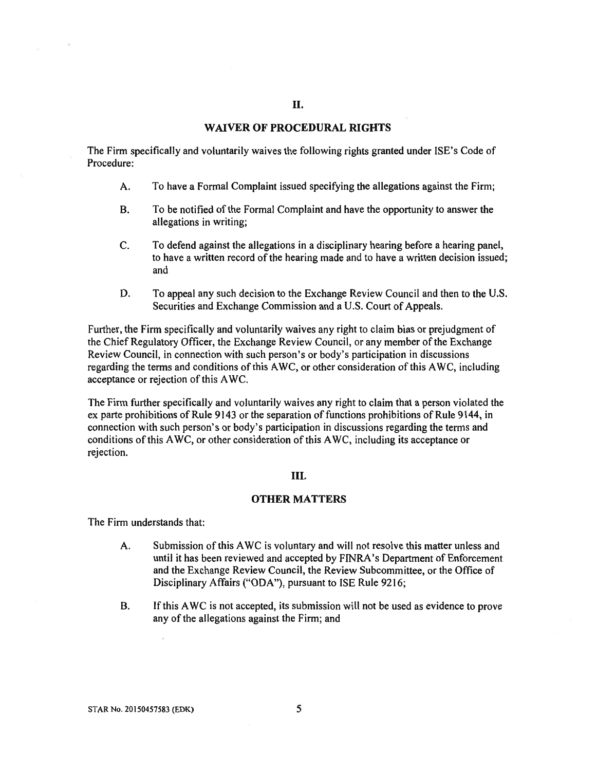## II.

## WAIVER OF PROCEDURAL RIGHTS

The Firm specifically and voluntarily waives the following rights granted under ISE's Code of Procedure:

A. To have a Formal Complaint issued specifying the allegations against the Firm;

B. To be notified of the Formal Complaint and have the opportunity to answer the allegations in writing;

C. To defend against the allegations in a disciplinary hearing before a hearing panel, to have a written record of the hearing made and to have a written decision issued; and

D. To appeal any such decision to the Exchange Review Council and then to the U.S. Securities and Exchange Commission and a U.S. Court of Appeals.

Further, the Firm specifically and voluntarily waives any right to claim bias or prejudgment of the Chief Regulatory Officer, the Exchange Review Council, or any member of the Exchange Review Council, in connection with such person's or body's participation in discussions regarding the terms and conditions of this AWC, or other consideration of this AWC, including acceptance or rejection of this AWC.

The Firm further specifically and voluntarily waives any right to claim that a person violated the ex parte prohibitions of Rule 9143 or the separation of functions prohibitions of Rule 9144, in connection with such person's or body's participation in discussions regarding the terms and conditions of this AWC, or other consideration of this AWC, including its acceptance or rejection.

## III.

## OTHER MATTERS

The Firm understands that:

A. Submission of this AWC is voluntary and will not resolve this matter unless and until it has been reviewed and accepted by FINRA's Department of Enforcement and the Exchange Review Council, the Review Subcommittee, or the Office of Disciplinary Affairs ("ODA"), pursuant to ISE Rule 9216;

B. If this AWC is not accepted, its submission will not be used as evidence to prove any of the allegations against the Firm; and

STAR No. 20150457583 (EDK)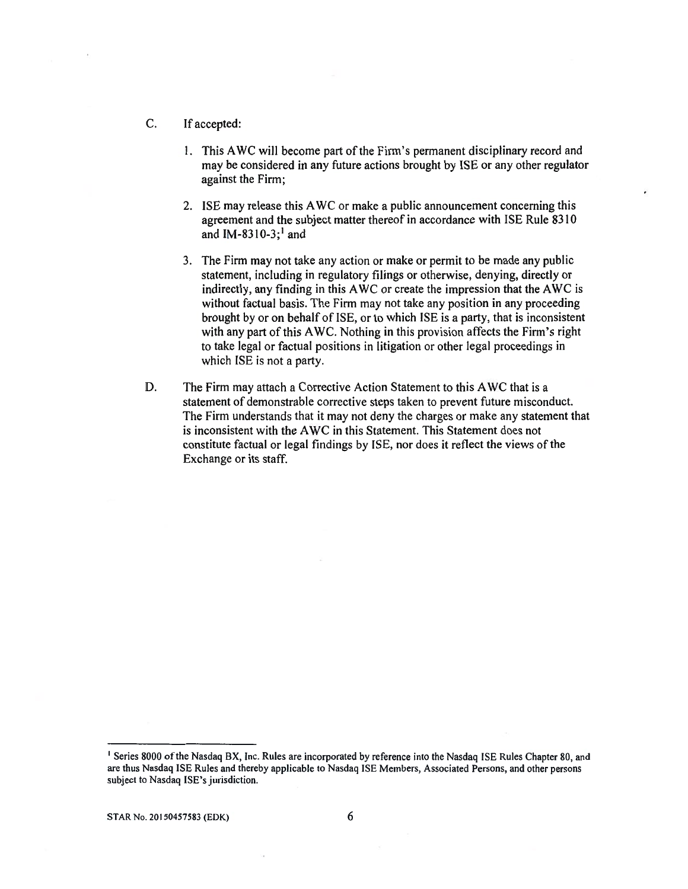C. If accepted:

1. This AWC will become part of the Firm's permanent disciplinary record and may be considered in any future actions brought by ISE or any other regulator against the Firm;

2. ISE may release this AWC or make a public announcement concerning this agreement and the subject matter thereof in accordance with ISE Rule 8310 and IM-8310-3;[1] and

3. The Firm may not take any action or make or permit to be made any public statement, including in regulatory filings or otherwise, denying, directly or indirectly, any finding in this AWC or create the impression that the AWC is without factual basis. The Firm may not take any position in any proceeding brought by or on behalf of ISE, or to which ISE is a party, that is inconsistent with any part of this AWC. Nothing in this provision affects the Firm's right to take legal or factual positions in litigation or other legal proceedings in which ISE is not a party.

D. The Firm may attach a Corrective Action Statement to this AWC that is a statement of demonstrable corrective steps taken to prevent future misconduct. The Firm understands that it may not deny the charges or make any statement that is inconsistent with the AWC in this Statement. This Statement does not constitute factual or legal findings by ISE, nor does it reflect the views of the Exchange or its staff.

[1] Series 8000 of the Nasdaq BX, Inc. Rules are incorporated by reference into the Nasdaq ISE Rules Chapter 80, and are thus Nasdaq ISE Rules and thereby applicable to Nasdaq ISE Members, Associated Persons, and other persons subject to Nasdaq ISE's jurisdiction.

STAR No. 20150457583 (EDK)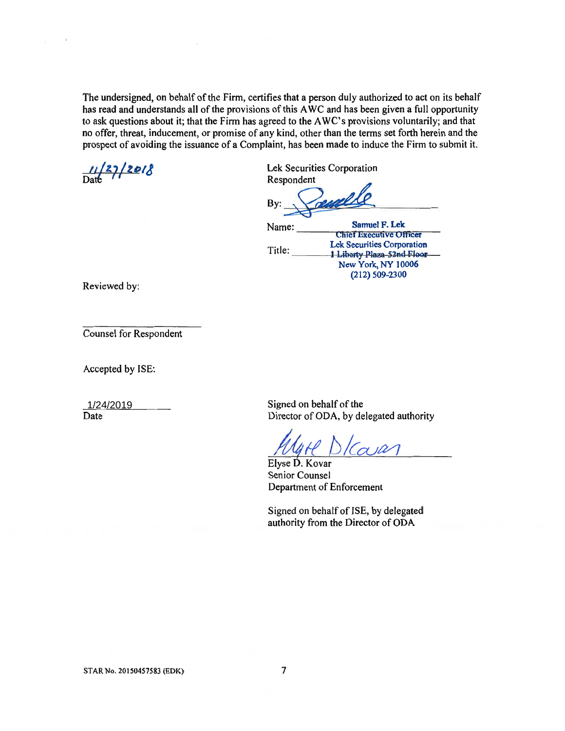The undersigned, on behalf of the Firm, certifies that a person duly authorized to act on its behalf has read and understands all of the provisions of this AWC and has been given a full opportunity to ask questions about it; that the Firm has agreed to the AWC's provisions voluntarily; and that no offer, threat, inducement, or promise of any kind, other than the terms set forth herein and the prospect of avoiding the issuance of a Complaint, has been made to induce the Firm to submit it.

11/27/2018
Date

Lek Securities Corporation
Respondent

By: [signature]

Name: Samuel F. Lek

Title: Chief Executive Officer
Lek Securities Corporation
~~1 Liberty Plaza 52nd Floor~~
New York, NY 10006
(212) 509-2300

Reviewed by:

______________________
Counsel for Respondent

Accepted by ISE:

1/24/2019
Date

Signed on behalf of the
Director of ODA, by delegated authority

[signature]

Elyse D. Kovar
Senior Counsel
Department of Enforcement

Signed on behalf of ISE, by delegated
authority from the Director of ODA

STAR No. 20150457583 (EDK)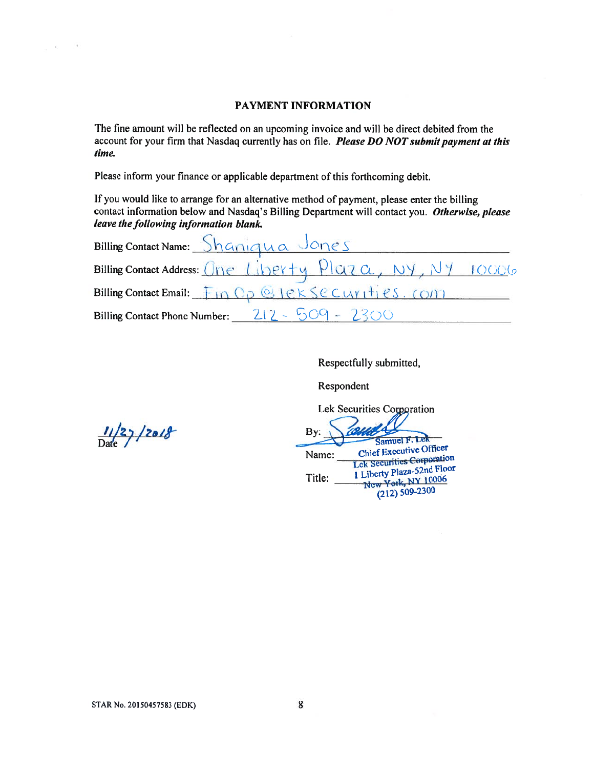## PAYMENT INFORMATION

The fine amount will be reflected on an upcoming invoice and will be direct debited from the account for your firm that Nasdaq currently has on file. ***Please DO NOT submit payment at this time.***

Please inform your finance or applicable department of this forthcoming debit.

If you would like to arrange for an alternative method of payment, please enter the billing contact information below and Nasdaq's Billing Department will contact you. ***Otherwise, please leave the following information blank.***

Billing Contact Name: Shaniqua Jones

Billing Contact Address: One Liberty Plaza, NY, NY 10006

Billing Contact Email: FinOp@leksecurities.com

Billing Contact Phone Number: 212 - 509 - 2300

Respectfully submitted,

Respondent

Lek Securities Corporation

By: [signature]

Name: Samuel F. Lek

Title: Chief Executive Officer

Lek Securities Corporation
1 Liberty Plaza-52nd Floor
New York, NY 10006
(212) 509-2300

11/27/2018
Date

STAR No. 20150457583 (EDK)